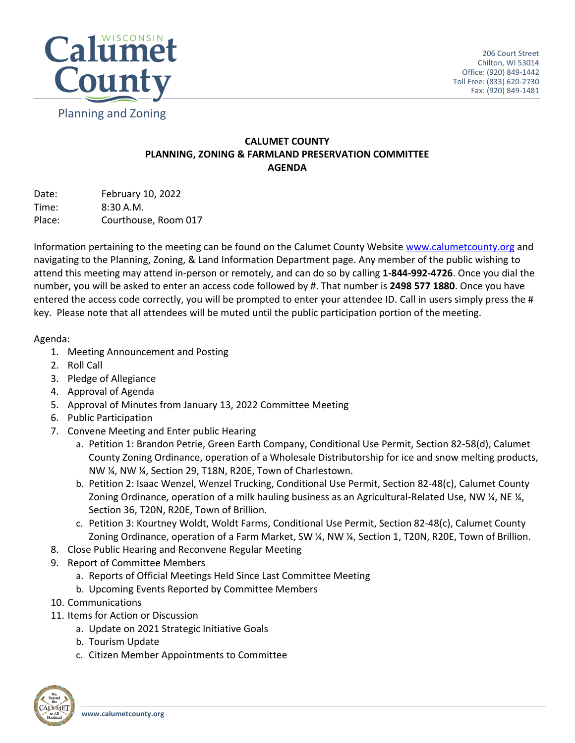Calumet County
Planning and Zoning

206 Court Street
Chilton, WI 53014
Office: (920) 849-1442
Toll Free: (833) 620-2730
Fax: (920) 849-1481

**CALUMET COUNTY**
**PLANNING, ZONING & FARMLAND PRESERVATION COMMITTEE**
**AGENDA**

Date: February 10, 2022
Time: 8:30 A.M.
Place: Courthouse, Room 017

Information pertaining to the meeting can be found on the Calumet County Website www.calumetcounty.org and navigating to the Planning, Zoning, & Land Information Department page. Any member of the public wishing to attend this meeting may attend in-person or remotely, and can do so by calling **1-844-992-4726**. Once you dial the number, you will be asked to enter an access code followed by #. That number is **2498 577 1880**. Once you have entered the access code correctly, you will be prompted to enter your attendee ID. Call in users simply press the # key. Please note that all attendees will be muted until the public participation portion of the meeting.

Agenda:

1. Meeting Announcement and Posting
2. Roll Call
3. Pledge of Allegiance
4. Approval of Agenda
5. Approval of Minutes from January 13, 2022 Committee Meeting
6. Public Participation
7. Convene Meeting and Enter public Hearing
   a. Petition 1: Brandon Petrie, Green Earth Company, Conditional Use Permit, Section 82-58(d), Calumet County Zoning Ordinance, operation of a Wholesale Distributorship for ice and snow melting products, NW ¼, NW ¼, Section 29, T18N, R20E, Town of Charlestown.
   b. Petition 2: Isaac Wenzel, Wenzel Trucking, Conditional Use Permit, Section 82-48(c), Calumet County Zoning Ordinance, operation of a milk hauling business as an Agricultural-Related Use, NW ¼, NE ¼, Section 36, T20N, R20E, Town of Brillion.
   c. Petition 3: Kourtney Woldt, Woldt Farms, Conditional Use Permit, Section 82-48(c), Calumet County Zoning Ordinance, operation of a Farm Market, SW ¼, NW ¼, Section 1, T20N, R20E, Town of Brillion.
8. Close Public Hearing and Reconvene Regular Meeting
9. Report of Committee Members
   a. Reports of Official Meetings Held Since Last Committee Meeting
   b. Upcoming Events Reported by Committee Members
10. Communications
11. Items for Action or Discussion
    a. Update on 2021 Strategic Initiative Goals
    b. Tourism Update
    c. Citizen Member Appointments to Committee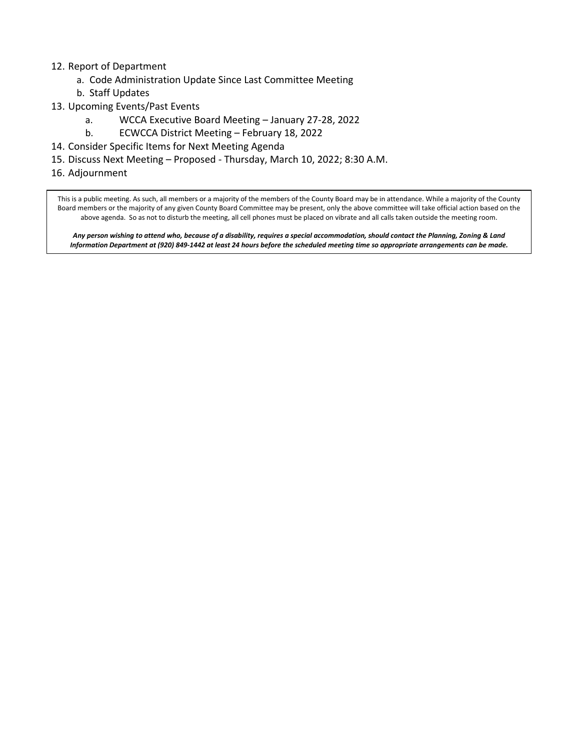12. Report of Department
    a. Code Administration Update Since Last Committee Meeting
    b. Staff Updates
13. Upcoming Events/Past Events
    a. WCCA Executive Board Meeting – January 27-28, 2022
    b. ECWCCA District Meeting – February 18, 2022
14. Consider Specific Items for Next Meeting Agenda
15. Discuss Next Meeting – Proposed - Thursday, March 10, 2022; 8:30 A.M.
16. Adjournment

This is a public meeting. As such, all members or a majority of the members of the County Board may be in attendance. While a majority of the County Board members or the majority of any given County Board Committee may be present, only the above committee will take official action based on the above agenda. So as not to disturb the meeting, all cell phones must be placed on vibrate and all calls taken outside the meeting room.

***Any person wishing to attend who, because of a disability, requires a special accommodation, should contact the Planning, Zoning & Land Information Department at (920) 849-1442 at least 24 hours before the scheduled meeting time so appropriate arrangements can be made.***